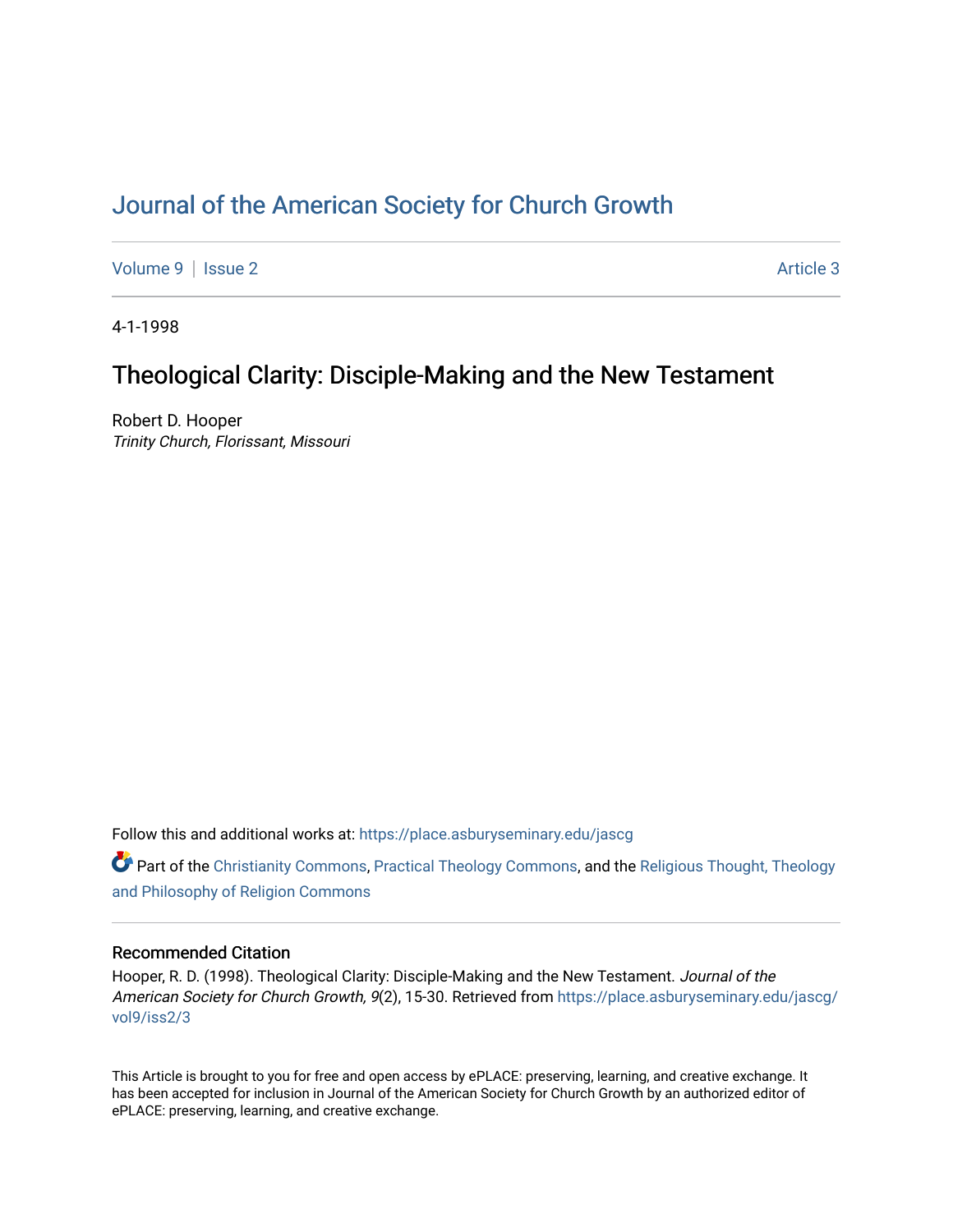# Journal of the American Society for Church Growth

Volume 9 | Issue 2 Article 3

4-1-1998

## Theological Clarity: Disciple-Making and the New Testament

Robert D. Hooper
*Trinity Church, Florissant, Missouri*

Follow this and additional works at: https://place.asburyseminary.edu/jascg

Part of the Christianity Commons, Practical Theology Commons, and the Religious Thought, Theology and Philosophy of Religion Commons

### Recommended Citation

Hooper, R. D. (1998). Theological Clarity: Disciple-Making and the New Testament. *Journal of the American Society for Church Growth, 9*(2), 15-30. Retrieved from https://place.asburyseminary.edu/jascg/vol9/iss2/3

This Article is brought to you for free and open access by ePLACE: preserving, learning, and creative exchange. It has been accepted for inclusion in Journal of the American Society for Church Growth by an authorized editor of ePLACE: preserving, learning, and creative exchange.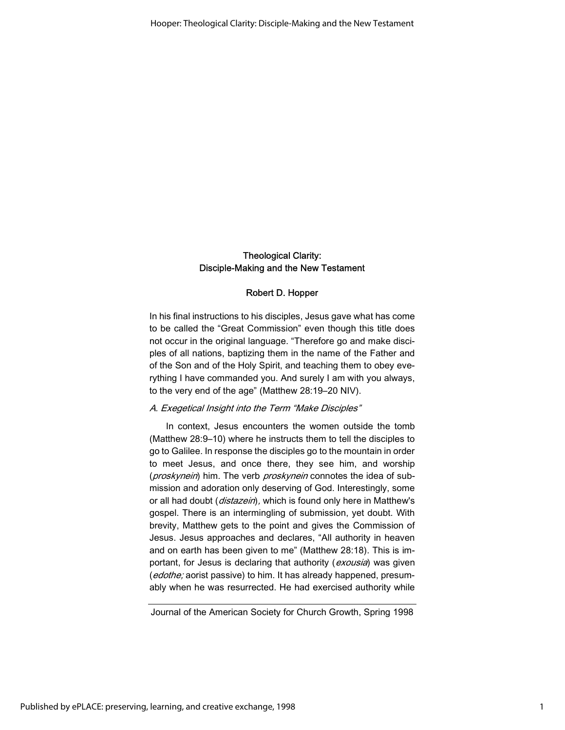# Theological Clarity: Disciple-Making and the New Testament

### Robert D. Hopper

In his final instructions to his disciples, Jesus gave what has come to be called the "Great Commission" even though this title does not occur in the original language. "Therefore go and make disciples of all nations, baptizing them in the name of the Father and of the Son and of the Holy Spirit, and teaching them to obey everything I have commanded you. And surely I am with you always, to the very end of the age" (Matthew 28:19–20 NIV).

*A. Exegetical Insight into the Term "Make Disciples"*

In context, Jesus encounters the women outside the tomb (Matthew 28:9–10) where he instructs them to tell the disciples to go to Galilee. In response the disciples go to the mountain in order to meet Jesus, and once there, they see him, and worship (*proskynein*) him. The verb *proskynein* connotes the idea of submission and adoration only deserving of God. Interestingly, some or all had doubt (*distazein*), which is found only here in Matthew's gospel. There is an intermingling of submission, yet doubt. With brevity, Matthew gets to the point and gives the Commission of Jesus. Jesus approaches and declares, "All authority in heaven and on earth has been given to me" (Matthew 28:18). This is important, for Jesus is declaring that authority (*exousia*) was given (*edothe;* aorist passive) to him. It has already happened, presumably when he was resurrected. He had exercised authority while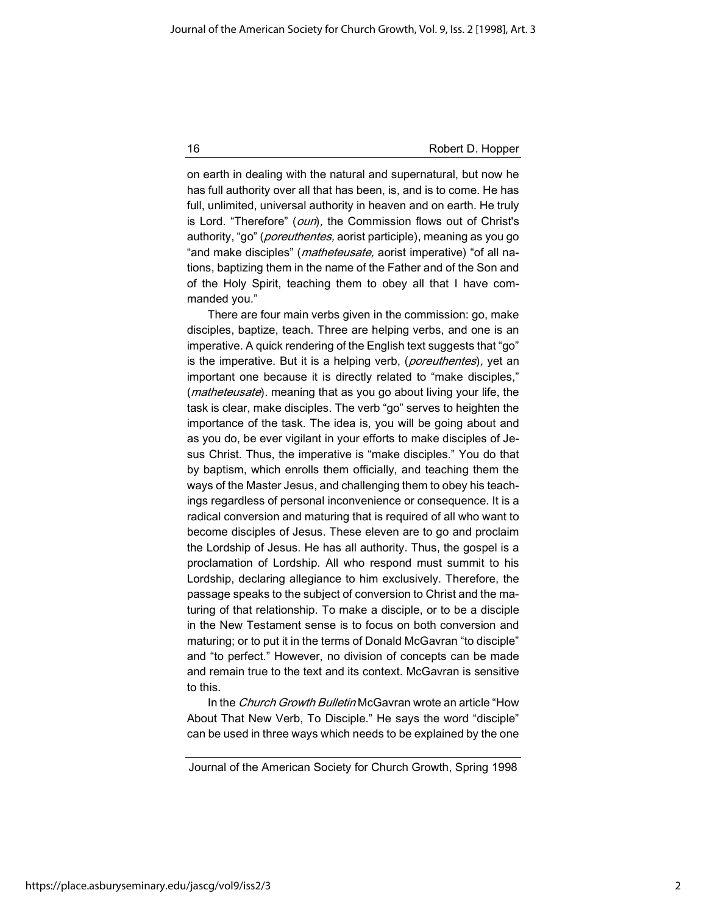on earth in dealing with the natural and supernatural, but now he has full authority over all that has been, is, and is to come. He has full, unlimited, universal authority in heaven and on earth. He truly is Lord. "Therefore" (*oun*), the Commission flows out of Christ's authority, "go" (*poreuthentes,* aorist participle), meaning as you go "and make disciples" (*matheteusate,* aorist imperative) "of all nations, baptizing them in the name of the Father and of the Son and of the Holy Spirit, teaching them to obey all that I have commanded you."

There are four main verbs given in the commission: go, make disciples, baptize, teach. Three are helping verbs, and one is an imperative. A quick rendering of the English text suggests that "go" is the imperative. But it is a helping verb, (*poreuthentes*), yet an important one because it is directly related to "make disciples," (*matheteusate*). meaning that as you go about living your life, the task is clear, make disciples. The verb "go" serves to heighten the importance of the task. The idea is, you will be going about and as you do, be ever vigilant in your efforts to make disciples of Jesus Christ. Thus, the imperative is "make disciples." You do that by baptism, which enrolls them officially, and teaching them the ways of the Master Jesus, and challenging them to obey his teachings regardless of personal inconvenience or consequence. It is a radical conversion and maturing that is required of all who want to become disciples of Jesus. These eleven are to go and proclaim the Lordship of Jesus. He has all authority. Thus, the gospel is a proclamation of Lordship. All who respond must summit to his Lordship, declaring allegiance to him exclusively. Therefore, the passage speaks to the subject of conversion to Christ and the maturing of that relationship. To make a disciple, or to be a disciple in the New Testament sense is to focus on both conversion and maturing; or to put it in the terms of Donald McGavran "to disciple" and "to perfect." However, no division of concepts can be made and remain true to the text and its context. McGavran is sensitive to this.

In the *Church Growth Bulletin* McGavran wrote an article "How About That New Verb, To Disciple." He says the word "disciple" can be used in three ways which needs to be explained by the one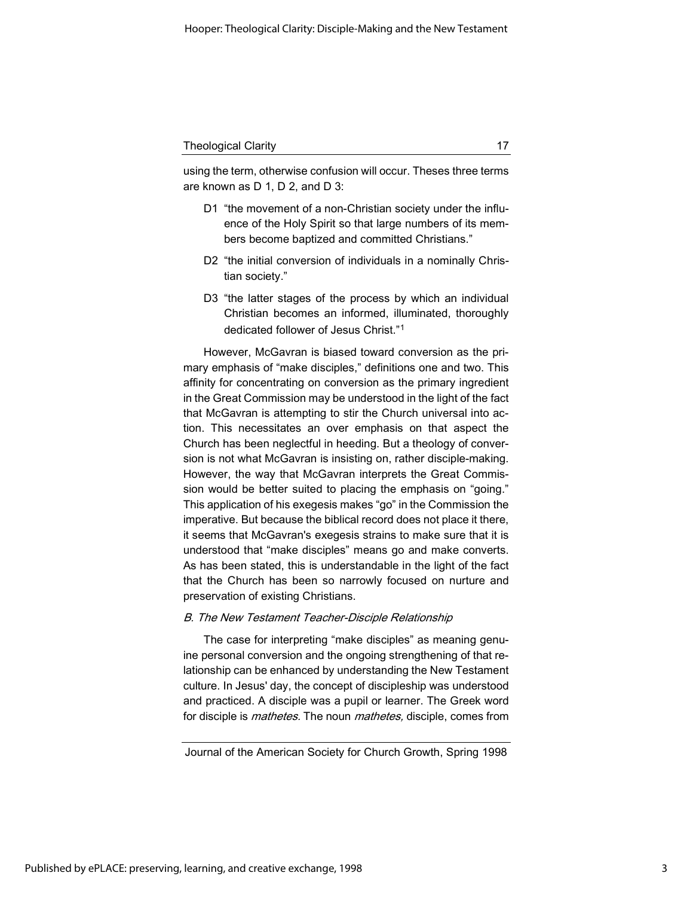using the term, otherwise confusion will occur. Theses three terms are known as D 1, D 2, and D 3:

- D1 "the movement of a non-Christian society under the influence of the Holy Spirit so that large numbers of its members become baptized and committed Christians."
- D2 "the initial conversion of individuals in a nominally Christian society."
- D3 "the latter stages of the process by which an individual Christian becomes an informed, illuminated, thoroughly dedicated follower of Jesus Christ."[1]

However, McGavran is biased toward conversion as the primary emphasis of "make disciples," definitions one and two. This affinity for concentrating on conversion as the primary ingredient in the Great Commission may be understood in the light of the fact that McGavran is attempting to stir the Church universal into action. This necessitates an over emphasis on that aspect the Church has been neglectful in heeding. But a theology of conversion is not what McGavran is insisting on, rather disciple-making. However, the way that McGavran interprets the Great Commission would be better suited to placing the emphasis on "going." This application of his exegesis makes "go" in the Commission the imperative. But because the biblical record does not place it there, it seems that McGavran's exegesis strains to make sure that it is understood that "make disciples" means go and make converts. As has been stated, this is understandable in the light of the fact that the Church has been so narrowly focused on nurture and preservation of existing Christians.

### *B. The New Testament Teacher-Disciple Relationship*

The case for interpreting "make disciples" as meaning genuine personal conversion and the ongoing strengthening of that relationship can be enhanced by understanding the New Testament culture. In Jesus' day, the concept of discipleship was understood and practiced. A disciple was a pupil or learner. The Greek word for disciple is *mathetes.* The noun *mathetes,* disciple, comes from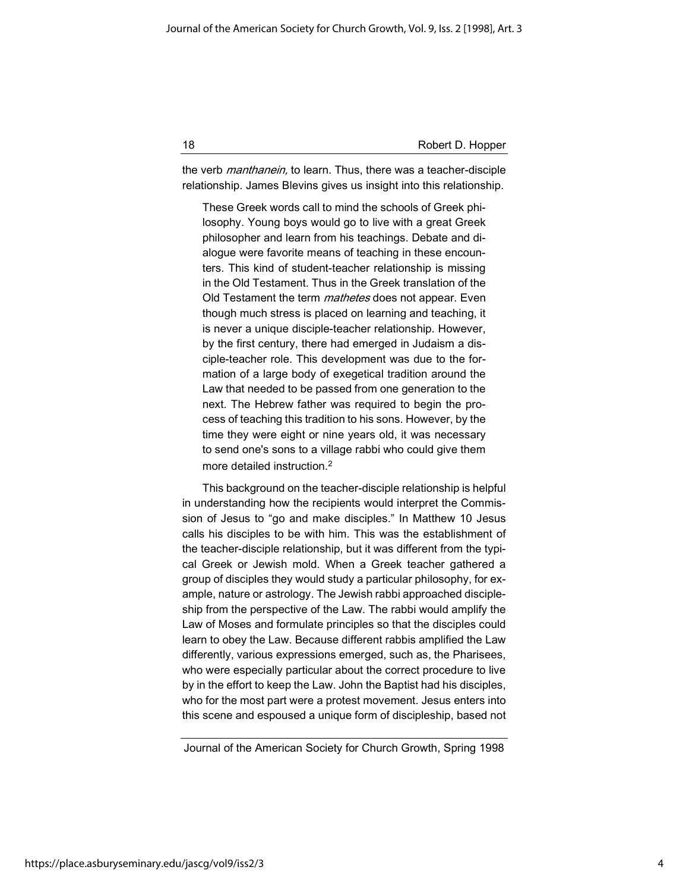the verb *manthanein,* to learn. Thus, there was a teacher-disciple relationship. James Blevins gives us insight into this relationship.

> These Greek words call to mind the schools of Greek philosophy. Young boys would go to live with a great Greek philosopher and learn from his teachings. Debate and dialogue were favorite means of teaching in these encounters. This kind of student-teacher relationship is missing in the Old Testament. Thus in the Greek translation of the Old Testament the term *mathetes* does not appear. Even though much stress is placed on learning and teaching, it is never a unique disciple-teacher relationship. However, by the first century, there had emerged in Judaism a disciple-teacher role. This development was due to the formation of a large body of exegetical tradition around the Law that needed to be passed from one generation to the next. The Hebrew father was required to begin the process of teaching this tradition to his sons. However, by the time they were eight or nine years old, it was necessary to send one's sons to a village rabbi who could give them more detailed instruction.[2]

This background on the teacher-disciple relationship is helpful in understanding how the recipients would interpret the Commission of Jesus to "go and make disciples." In Matthew 10 Jesus calls his disciples to be with him. This was the establishment of the teacher-disciple relationship, but it was different from the typical Greek or Jewish mold. When a Greek teacher gathered a group of disciples they would study a particular philosophy, for example, nature or astrology. The Jewish rabbi approached discipleship from the perspective of the Law. The rabbi would amplify the Law of Moses and formulate principles so that the disciples could learn to obey the Law. Because different rabbis amplified the Law differently, various expressions emerged, such as, the Pharisees, who were especially particular about the correct procedure to live by in the effort to keep the Law. John the Baptist had his disciples, who for the most part were a protest movement. Jesus enters into this scene and espoused a unique form of discipleship, based not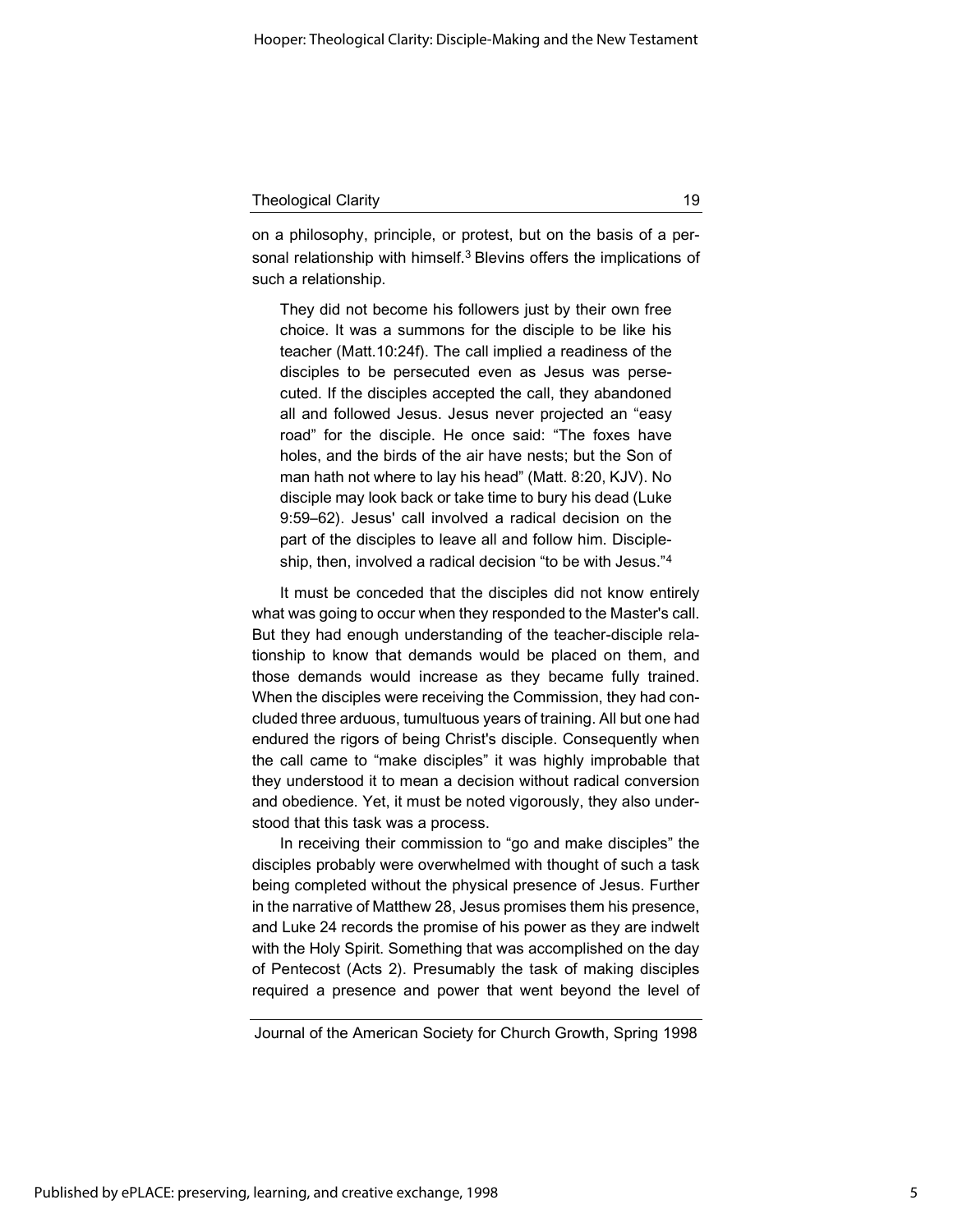on a philosophy, principle, or protest, but on the basis of a personal relationship with himself.[3] Blevins offers the implications of such a relationship.

> They did not become his followers just by their own free choice. It was a summons for the disciple to be like his teacher (Matt.10:24f). The call implied a readiness of the disciples to be persecuted even as Jesus was persecuted. If the disciples accepted the call, they abandoned all and followed Jesus. Jesus never projected an "easy road" for the disciple. He once said: "The foxes have holes, and the birds of the air have nests; but the Son of man hath not where to lay his head" (Matt. 8:20, KJV). No disciple may look back or take time to bury his dead (Luke 9:59–62). Jesus' call involved a radical decision on the part of the disciples to leave all and follow him. Discipleship, then, involved a radical decision "to be with Jesus."[4]

It must be conceded that the disciples did not know entirely what was going to occur when they responded to the Master's call. But they had enough understanding of the teacher-disciple relationship to know that demands would be placed on them, and those demands would increase as they became fully trained. When the disciples were receiving the Commission, they had concluded three arduous, tumultuous years of training. All but one had endured the rigors of being Christ's disciple. Consequently when the call came to "make disciples" it was highly improbable that they understood it to mean a decision without radical conversion and obedience. Yet, it must be noted vigorously, they also understood that this task was a process.

In receiving their commission to "go and make disciples" the disciples probably were overwhelmed with thought of such a task being completed without the physical presence of Jesus. Further in the narrative of Matthew 28, Jesus promises them his presence, and Luke 24 records the promise of his power as they are indwelt with the Holy Spirit. Something that was accomplished on the day of Pentecost (Acts 2). Presumably the task of making disciples required a presence and power that went beyond the level of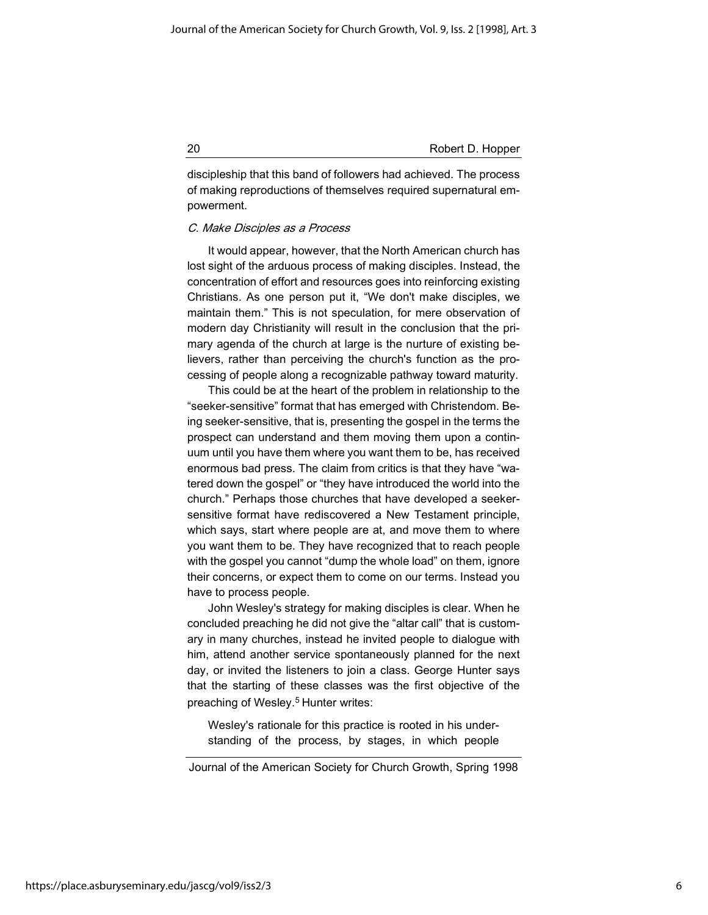discipleship that this band of followers had achieved. The process of making reproductions of themselves required supernatural empowerment.

### *C. Make Disciples as a Process*

It would appear, however, that the North American church has lost sight of the arduous process of making disciples. Instead, the concentration of effort and resources goes into reinforcing existing Christians. As one person put it, "We don't make disciples, we maintain them." This is not speculation, for mere observation of modern day Christianity will result in the conclusion that the primary agenda of the church at large is the nurture of existing believers, rather than perceiving the church's function as the processing of people along a recognizable pathway toward maturity.

This could be at the heart of the problem in relationship to the "seeker-sensitive" format that has emerged with Christendom. Being seeker-sensitive, that is, presenting the gospel in the terms the prospect can understand and them moving them upon a continuum until you have them where you want them to be, has received enormous bad press. The claim from critics is that they have "watered down the gospel" or "they have introduced the world into the church." Perhaps those churches that have developed a seeker-sensitive format have rediscovered a New Testament principle, which says, start where people are at, and move them to where you want them to be. They have recognized that to reach people with the gospel you cannot "dump the whole load" on them, ignore their concerns, or expect them to come on our terms. Instead you have to process people.

John Wesley's strategy for making disciples is clear. When he concluded preaching he did not give the "altar call" that is customary in many churches, instead he invited people to dialogue with him, attend another service spontaneously planned for the next day, or invited the listeners to join a class. George Hunter says that the starting of these classes was the first objective of the preaching of Wesley.[5] Hunter writes:

> Wesley's rationale for this practice is rooted in his understanding of the process, by stages, in which people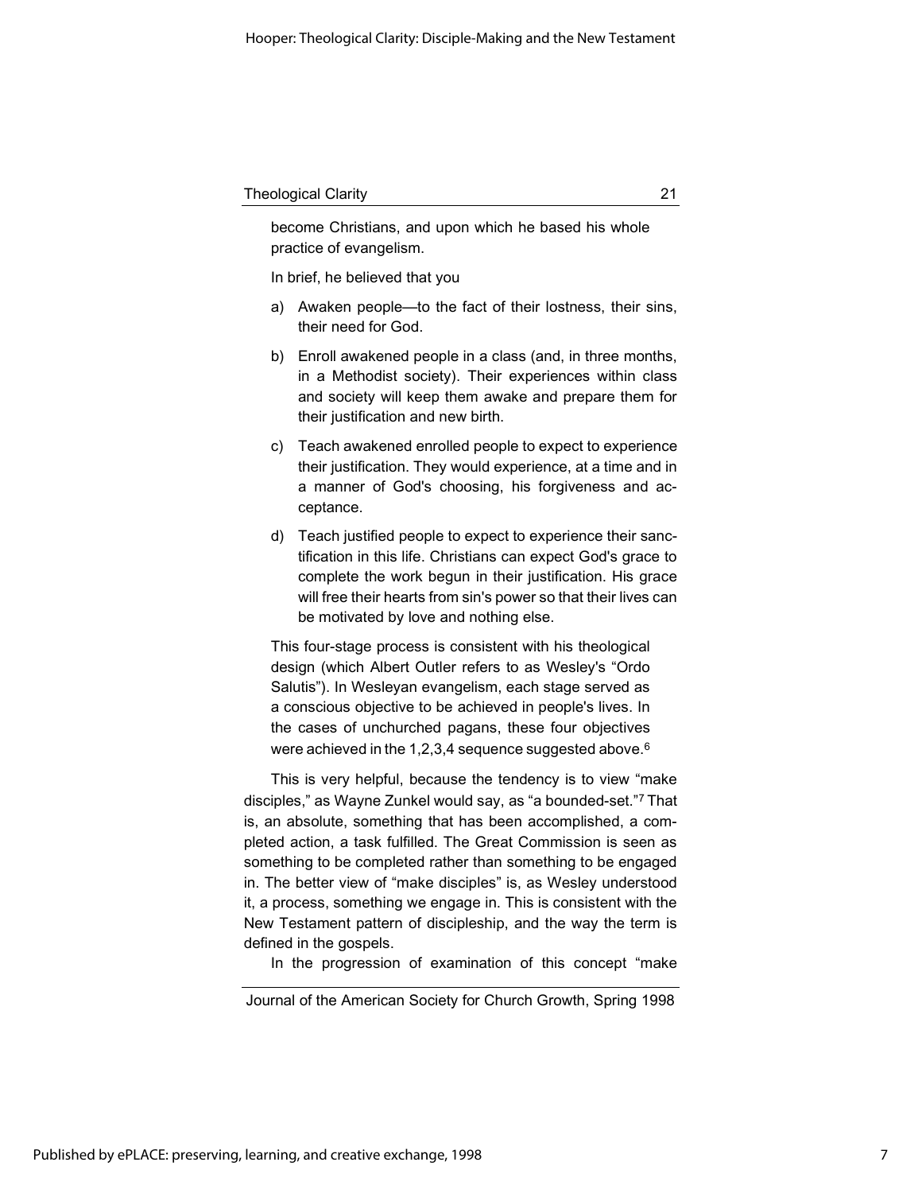become Christians, and upon which he based his whole practice of evangelism.

In brief, he believed that you

a) Awaken people—to the fact of their lostness, their sins, their need for God.

b) Enroll awakened people in a class (and, in three months, in a Methodist society). Their experiences within class and society will keep them awake and prepare them for their justification and new birth.

c) Teach awakened enrolled people to expect to experience their justification. They would experience, at a time and in a manner of God's choosing, his forgiveness and acceptance.

d) Teach justified people to expect to experience their sanctification in this life. Christians can expect God's grace to complete the work begun in their justification. His grace will free their hearts from sin's power so that their lives can be motivated by love and nothing else.

This four-stage process is consistent with his theological design (which Albert Outler refers to as Wesley's "Ordo Salutis"). In Wesleyan evangelism, each stage served as a conscious objective to be achieved in people's lives. In the cases of unchurched pagans, these four objectives were achieved in the 1,2,3,4 sequence suggested above.[6]

This is very helpful, because the tendency is to view "make disciples," as Wayne Zunkel would say, as "a bounded-set."[7] That is, an absolute, something that has been accomplished, a completed action, a task fulfilled. The Great Commission is seen as something to be completed rather than something to be engaged in. The better view of "make disciples" is, as Wesley understood it, a process, something we engage in. This is consistent with the New Testament pattern of discipleship, and the way the term is defined in the gospels.

In the progression of examination of this concept "make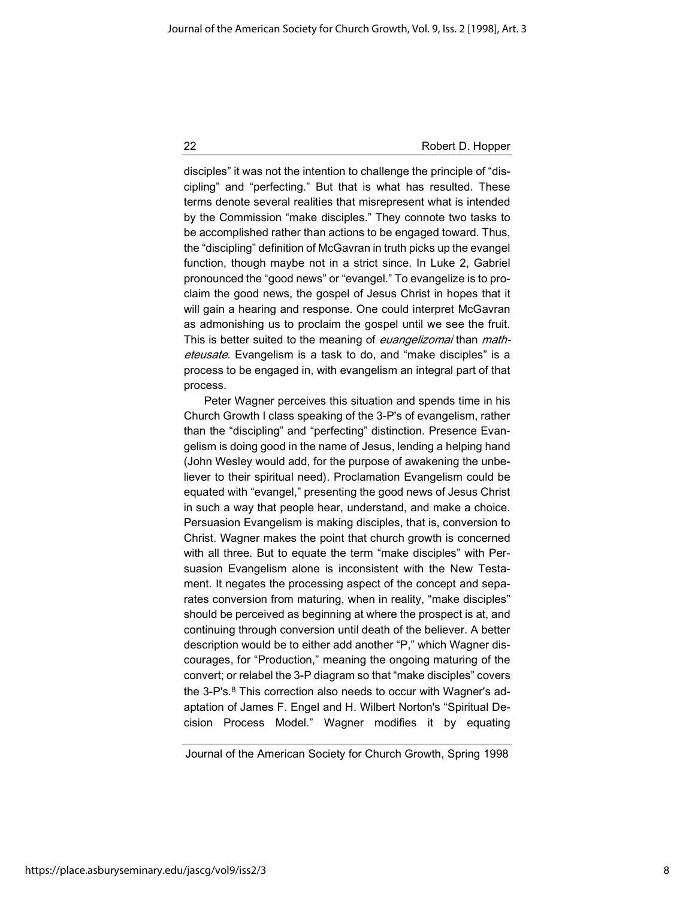disciples" it was not the intention to challenge the principle of "discipling" and "perfecting." But that is what has resulted. These terms denote several realities that misrepresent what is intended by the Commission "make disciples." They connote two tasks to be accomplished rather than actions to be engaged toward. Thus, the "discipling" definition of McGavran in truth picks up the evangel function, though maybe not in a strict since. In Luke 2, Gabriel pronounced the "good news" or "evangel." To evangelize is to proclaim the good news, the gospel of Jesus Christ in hopes that it will gain a hearing and response. One could interpret McGavran as admonishing us to proclaim the gospel until we see the fruit. This is better suited to the meaning of *euangelizomai* than *matheteusate*. Evangelism is a task to do, and "make disciples" is a process to be engaged in, with evangelism an integral part of that process.

Peter Wagner perceives this situation and spends time in his Church Growth I class speaking of the 3-P's of evangelism, rather than the "discipling" and "perfecting" distinction. Presence Evangelism is doing good in the name of Jesus, lending a helping hand (John Wesley would add, for the purpose of awakening the unbeliever to their spiritual need). Proclamation Evangelism could be equated with "evangel," presenting the good news of Jesus Christ in such a way that people hear, understand, and make a choice. Persuasion Evangelism is making disciples, that is, conversion to Christ. Wagner makes the point that church growth is concerned with all three. But to equate the term "make disciples" with Persuasion Evangelism alone is inconsistent with the New Testament. It negates the processing aspect of the concept and separates conversion from maturing, when in reality, "make disciples" should be perceived as beginning at where the prospect is at, and continuing through conversion until death of the believer. A better description would be to either add another "P," which Wagner discourages, for "Production," meaning the ongoing maturing of the convert; or relabel the 3-P diagram so that "make disciples" covers the 3-P's.[8] This correction also needs to occur with Wagner's adaptation of James F. Engel and H. Wilbert Norton's "Spiritual Decision Process Model." Wagner modifies it by equating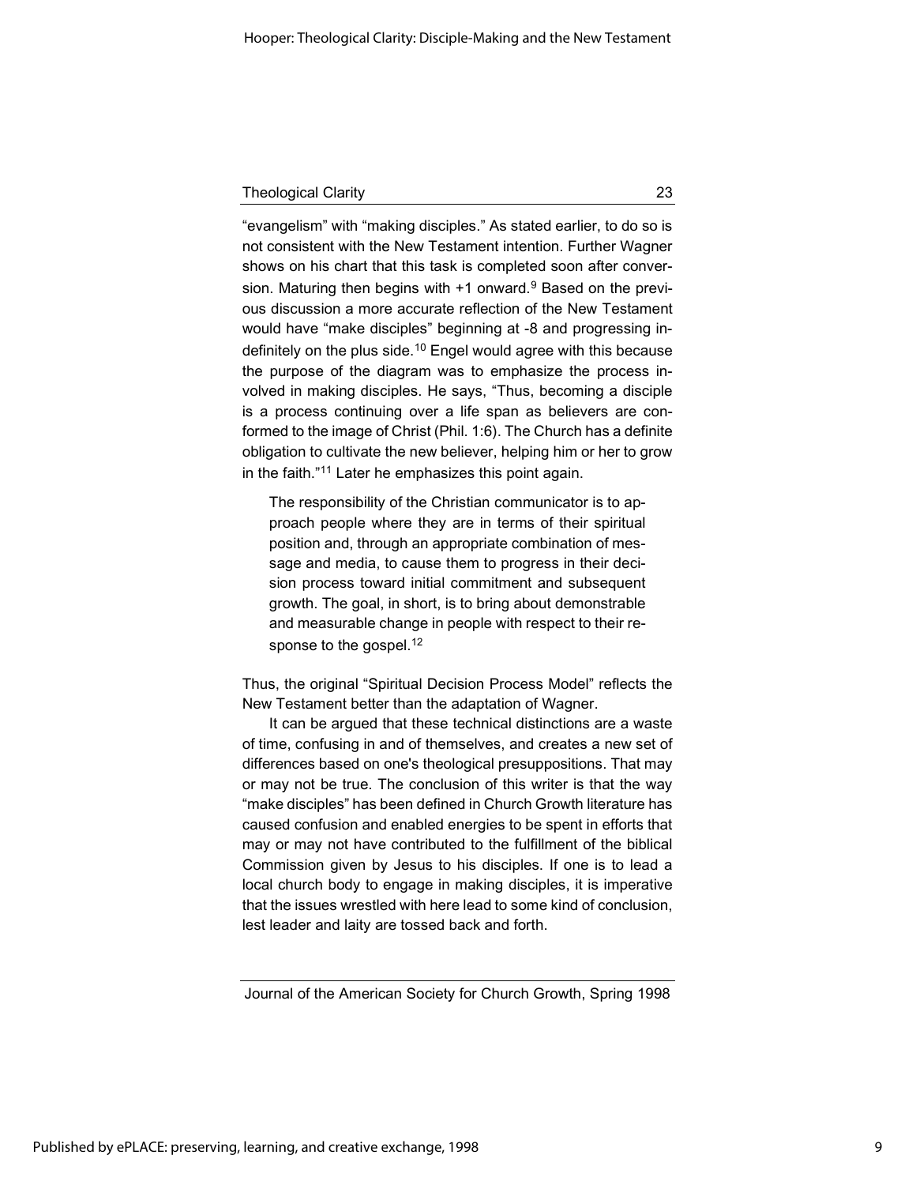"evangelism" with "making disciples." As stated earlier, to do so is not consistent with the New Testament intention. Further Wagner shows on his chart that this task is completed soon after conversion. Maturing then begins with +1 onward.[9] Based on the previous discussion a more accurate reflection of the New Testament would have "make disciples" beginning at -8 and progressing indefinitely on the plus side.[10] Engel would agree with this because the purpose of the diagram was to emphasize the process involved in making disciples. He says, "Thus, becoming a disciple is a process continuing over a life span as believers are conformed to the image of Christ (Phil. 1:6). The Church has a definite obligation to cultivate the new believer, helping him or her to grow in the faith."[11] Later he emphasizes this point again.

> The responsibility of the Christian communicator is to approach people where they are in terms of their spiritual position and, through an appropriate combination of message and media, to cause them to progress in their decision process toward initial commitment and subsequent growth. The goal, in short, is to bring about demonstrable and measurable change in people with respect to their response to the gospel.[12]

Thus, the original "Spiritual Decision Process Model" reflects the New Testament better than the adaptation of Wagner.

It can be argued that these technical distinctions are a waste of time, confusing in and of themselves, and creates a new set of differences based on one's theological presuppositions. That may or may not be true. The conclusion of this writer is that the way "make disciples" has been defined in Church Growth literature has caused confusion and enabled energies to be spent in efforts that may or may not have contributed to the fulfillment of the biblical Commission given by Jesus to his disciples. If one is to lead a local church body to engage in making disciples, it is imperative that the issues wrestled with here lead to some kind of conclusion, lest leader and laity are tossed back and forth.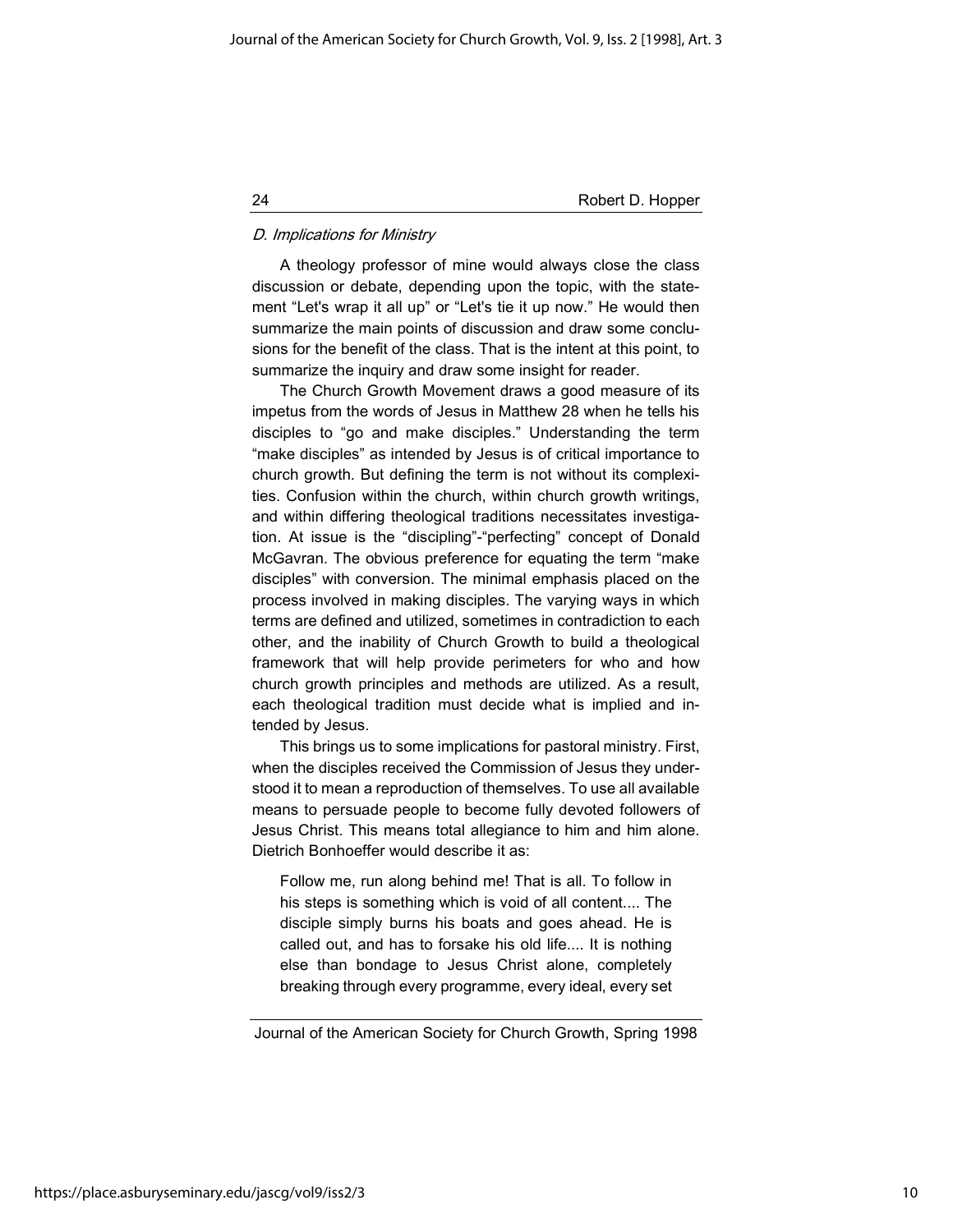*D. Implications for Ministry*

A theology professor of mine would always close the class discussion or debate, depending upon the topic, with the statement “Let's wrap it all up” or “Let's tie it up now.” He would then summarize the main points of discussion and draw some conclusions for the benefit of the class. That is the intent at this point, to summarize the inquiry and draw some insight for reader.

The Church Growth Movement draws a good measure of its impetus from the words of Jesus in Matthew 28 when he tells his disciples to “go and make disciples.” Understanding the term “make disciples” as intended by Jesus is of critical importance to church growth. But defining the term is not without its complexities. Confusion within the church, within church growth writings, and within differing theological traditions necessitates investigation. At issue is the “discipling”-“perfecting” concept of Donald McGavran. The obvious preference for equating the term “make disciples” with conversion. The minimal emphasis placed on the process involved in making disciples. The varying ways in which terms are defined and utilized, sometimes in contradiction to each other, and the inability of Church Growth to build a theological framework that will help provide perimeters for who and how church growth principles and methods are utilized. As a result, each theological tradition must decide what is implied and intended by Jesus.

This brings us to some implications for pastoral ministry. First, when the disciples received the Commission of Jesus they understood it to mean a reproduction of themselves. To use all available means to persuade people to become fully devoted followers of Jesus Christ. This means total allegiance to him and him alone. Dietrich Bonhoeffer would describe it as:

> Follow me, run along behind me! That is all. To follow in his steps is something which is void of all content.... The disciple simply burns his boats and goes ahead. He is called out, and has to forsake his old life.... It is nothing else than bondage to Jesus Christ alone, completely breaking through every programme, every ideal, every set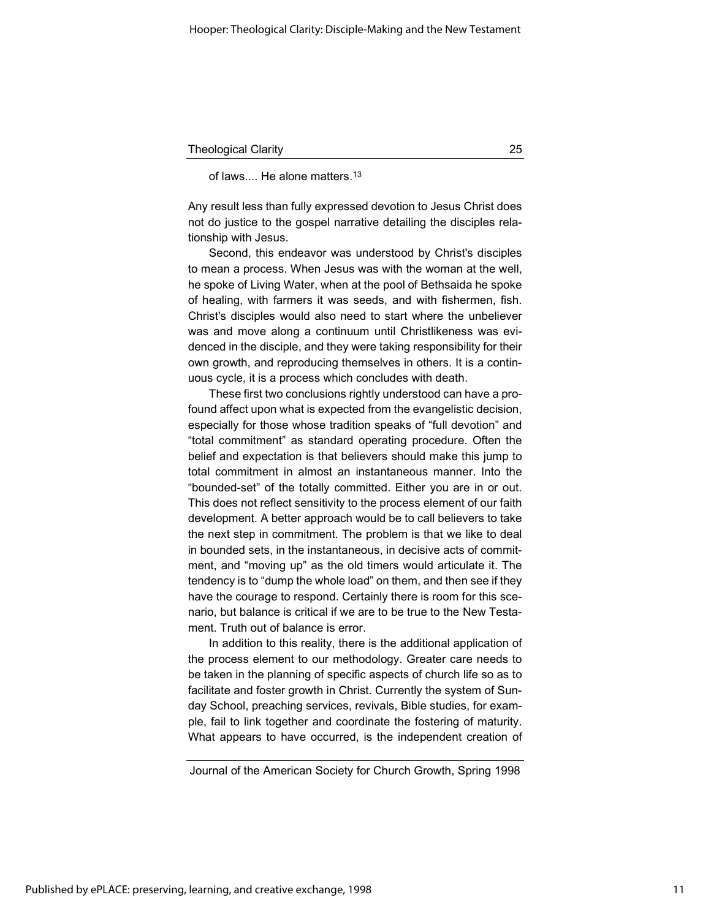of laws.... He alone matters.[13]

Any result less than fully expressed devotion to Jesus Christ does not do justice to the gospel narrative detailing the disciples relationship with Jesus.

Second, this endeavor was understood by Christ's disciples to mean a process. When Jesus was with the woman at the well, he spoke of Living Water, when at the pool of Bethsaida he spoke of healing, with farmers it was seeds, and with fishermen, fish. Christ's disciples would also need to start where the unbeliever was and move along a continuum until Christlikeness was evidenced in the disciple, and they were taking responsibility for their own growth, and reproducing themselves in others. It is a continuous cycle, it is a process which concludes with death.

These first two conclusions rightly understood can have a profound affect upon what is expected from the evangelistic decision, especially for those whose tradition speaks of "full devotion" and "total commitment" as standard operating procedure. Often the belief and expectation is that believers should make this jump to total commitment in almost an instantaneous manner. Into the "bounded-set" of the totally committed. Either you are in or out. This does not reflect sensitivity to the process element of our faith development. A better approach would be to call believers to take the next step in commitment. The problem is that we like to deal in bounded sets, in the instantaneous, in decisive acts of commitment, and "moving up" as the old timers would articulate it. The tendency is to "dump the whole load" on them, and then see if they have the courage to respond. Certainly there is room for this scenario, but balance is critical if we are to be true to the New Testament. Truth out of balance is error.

In addition to this reality, there is the additional application of the process element to our methodology. Greater care needs to be taken in the planning of specific aspects of church life so as to facilitate and foster growth in Christ. Currently the system of Sunday School, preaching services, revivals, Bible studies, for example, fail to link together and coordinate the fostering of maturity. What appears to have occurred, is the independent creation of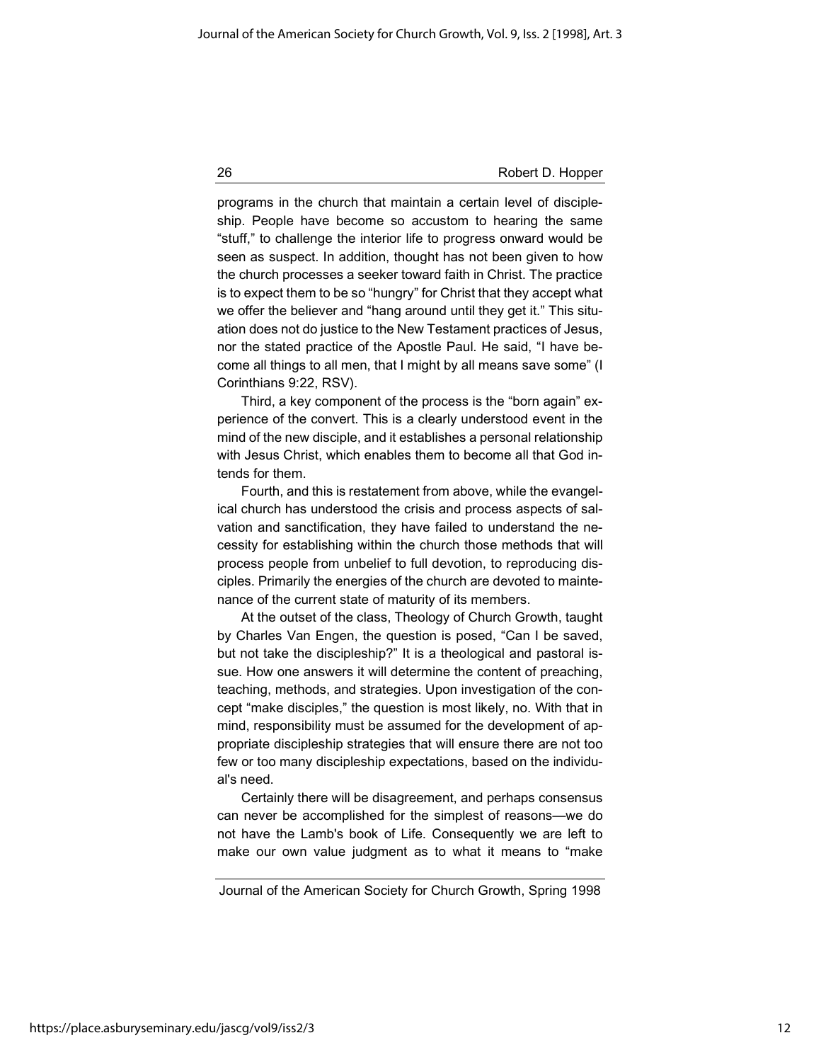programs in the church that maintain a certain level of discipleship. People have become so accustom to hearing the same "stuff," to challenge the interior life to progress onward would be seen as suspect. In addition, thought has not been given to how the church processes a seeker toward faith in Christ. The practice is to expect them to be so "hungry" for Christ that they accept what we offer the believer and "hang around until they get it." This situation does not do justice to the New Testament practices of Jesus, nor the stated practice of the Apostle Paul. He said, "I have become all things to all men, that I might by all means save some" (I Corinthians 9:22, RSV).

Third, a key component of the process is the "born again" experience of the convert. This is a clearly understood event in the mind of the new disciple, and it establishes a personal relationship with Jesus Christ, which enables them to become all that God intends for them.

Fourth, and this is restatement from above, while the evangelical church has understood the crisis and process aspects of salvation and sanctification, they have failed to understand the necessity for establishing within the church those methods that will process people from unbelief to full devotion, to reproducing disciples. Primarily the energies of the church are devoted to maintenance of the current state of maturity of its members.

At the outset of the class, Theology of Church Growth, taught by Charles Van Engen, the question is posed, "Can I be saved, but not take the discipleship?" It is a theological and pastoral issue. How one answers it will determine the content of preaching, teaching, methods, and strategies. Upon investigation of the concept "make disciples," the question is most likely, no. With that in mind, responsibility must be assumed for the development of appropriate discipleship strategies that will ensure there are not too few or too many discipleship expectations, based on the individual's need.

Certainly there will be disagreement, and perhaps consensus can never be accomplished for the simplest of reasons—we do not have the Lamb's book of Life. Consequently we are left to make our own value judgment as to what it means to "make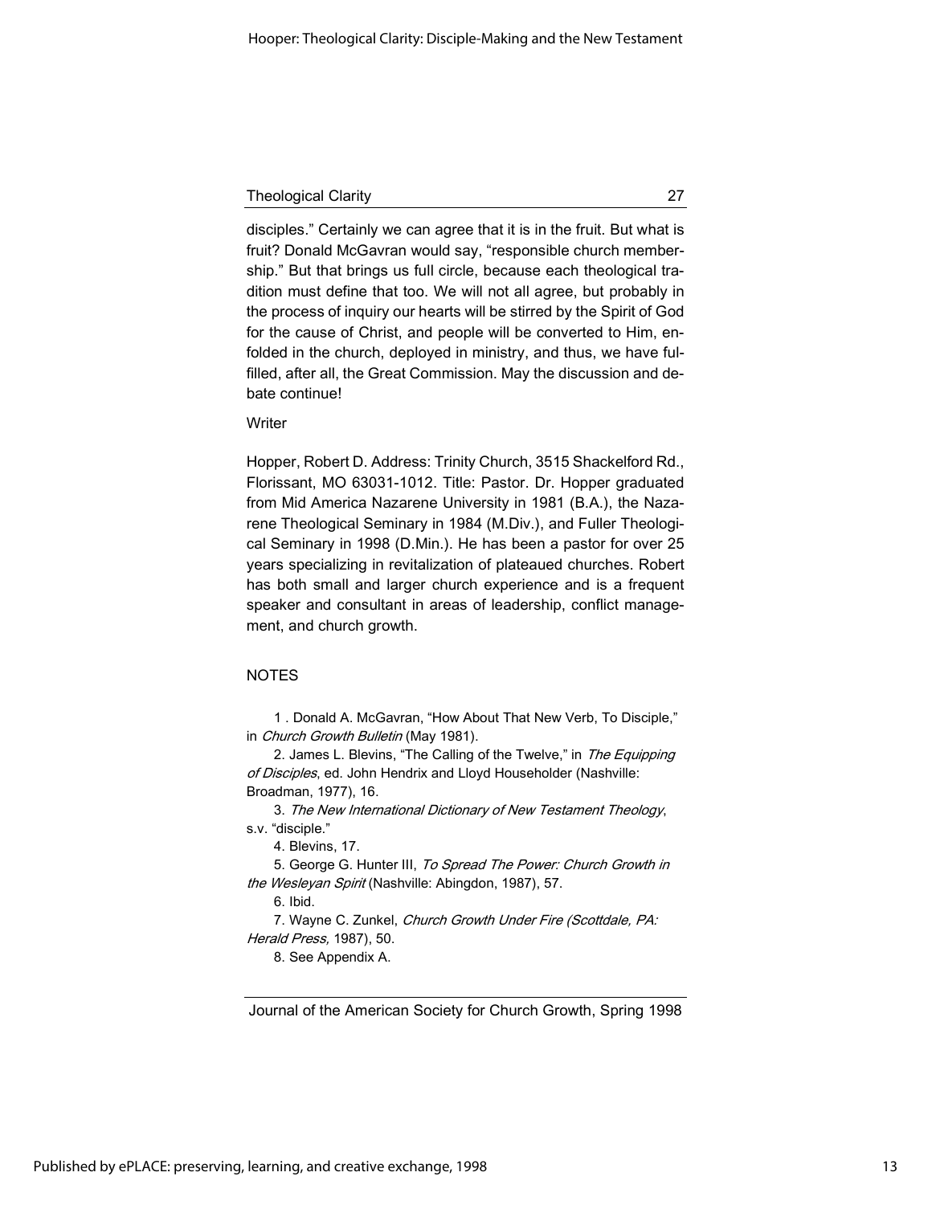disciples." Certainly we can agree that it is in the fruit. But what is fruit? Donald McGavran would say, "responsible church membership." But that brings us full circle, because each theological tradition must define that too. We will not all agree, but probably in the process of inquiry our hearts will be stirred by the Spirit of God for the cause of Christ, and people will be converted to Him, enfolded in the church, deployed in ministry, and thus, we have fulfilled, after all, the Great Commission. May the discussion and debate continue!

Writer

Hopper, Robert D. Address: Trinity Church, 3515 Shackelford Rd., Florissant, MO 63031-1012. Title: Pastor. Dr. Hopper graduated from Mid America Nazarene University in 1981 (B.A.), the Nazarene Theological Seminary in 1984 (M.Div.), and Fuller Theological Seminary in 1998 (D.Min.). He has been a pastor for over 25 years specializing in revitalization of plateaued churches. Robert has both small and larger church experience and is a frequent speaker and consultant in areas of leadership, conflict management, and church growth.

NOTES

1 . Donald A. McGavran, "How About That New Verb, To Disciple," in *Church Growth Bulletin* (May 1981).

2. James L. Blevins, "The Calling of the Twelve," in *The Equipping of Disciples*, ed. John Hendrix and Lloyd Householder (Nashville: Broadman, 1977), 16.

3. *The New International Dictionary of New Testament Theology*, s.v. "disciple."

4. Blevins, 17.

5. George G. Hunter III, *To Spread The Power: Church Growth in the Wesleyan Spirit* (Nashville: Abingdon, 1987), 57.

6. Ibid.

7. Wayne C. Zunkel, *Church Growth Under Fire (Scottdale, PA: Herald Press,* 1987), 50.

8. See Appendix A.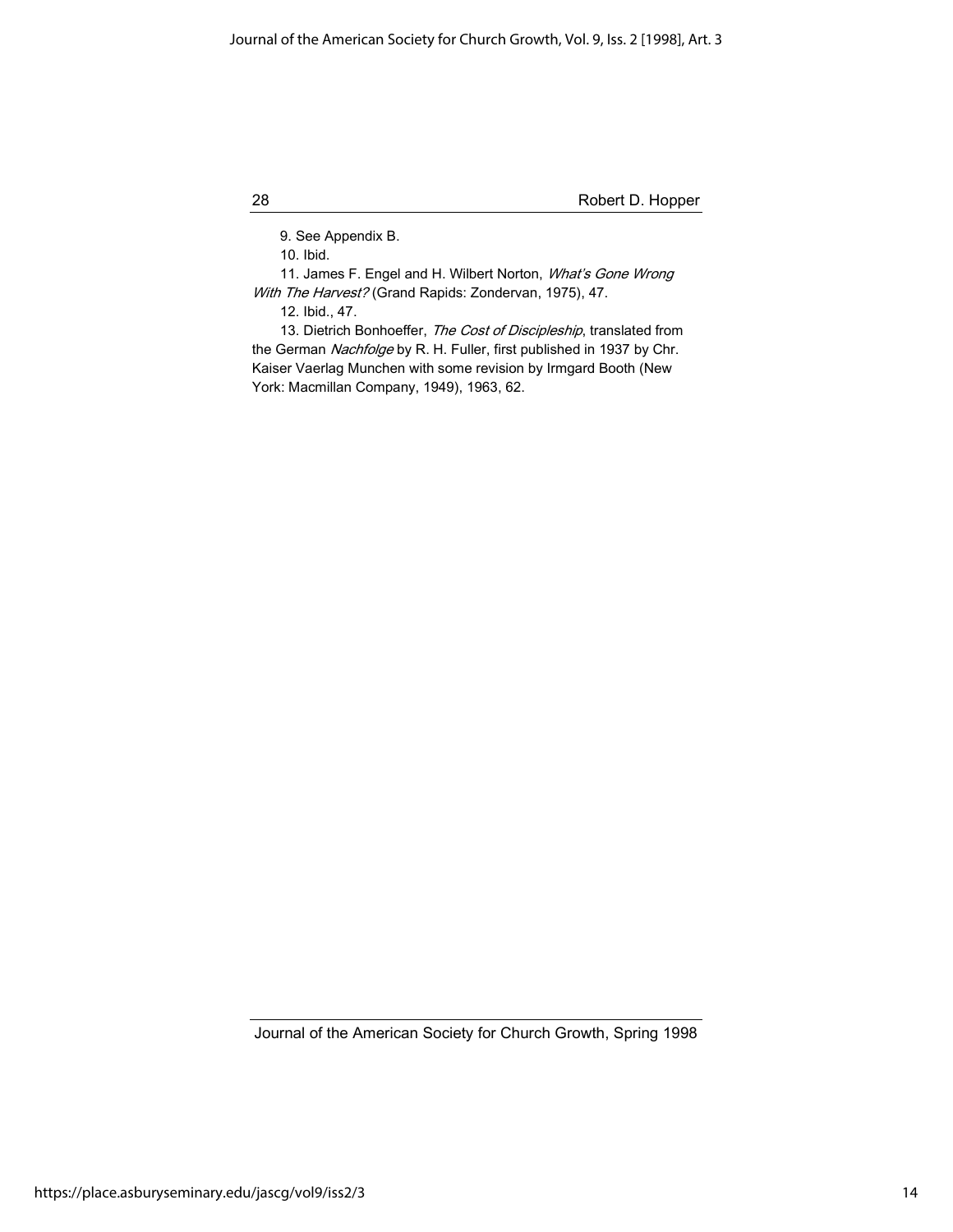9. See Appendix B.

10. Ibid.

11. James F. Engel and H. Wilbert Norton, *What's Gone Wrong With The Harvest?* (Grand Rapids: Zondervan, 1975), 47.

12. Ibid., 47.

13. Dietrich Bonhoeffer, *The Cost of Discipleship*, translated from the German *Nachfolge* by R. H. Fuller, first published in 1937 by Chr. Kaiser Vaerlag Munchen with some revision by Irmgard Booth (New York: Macmillan Company, 1949), 1963, 62.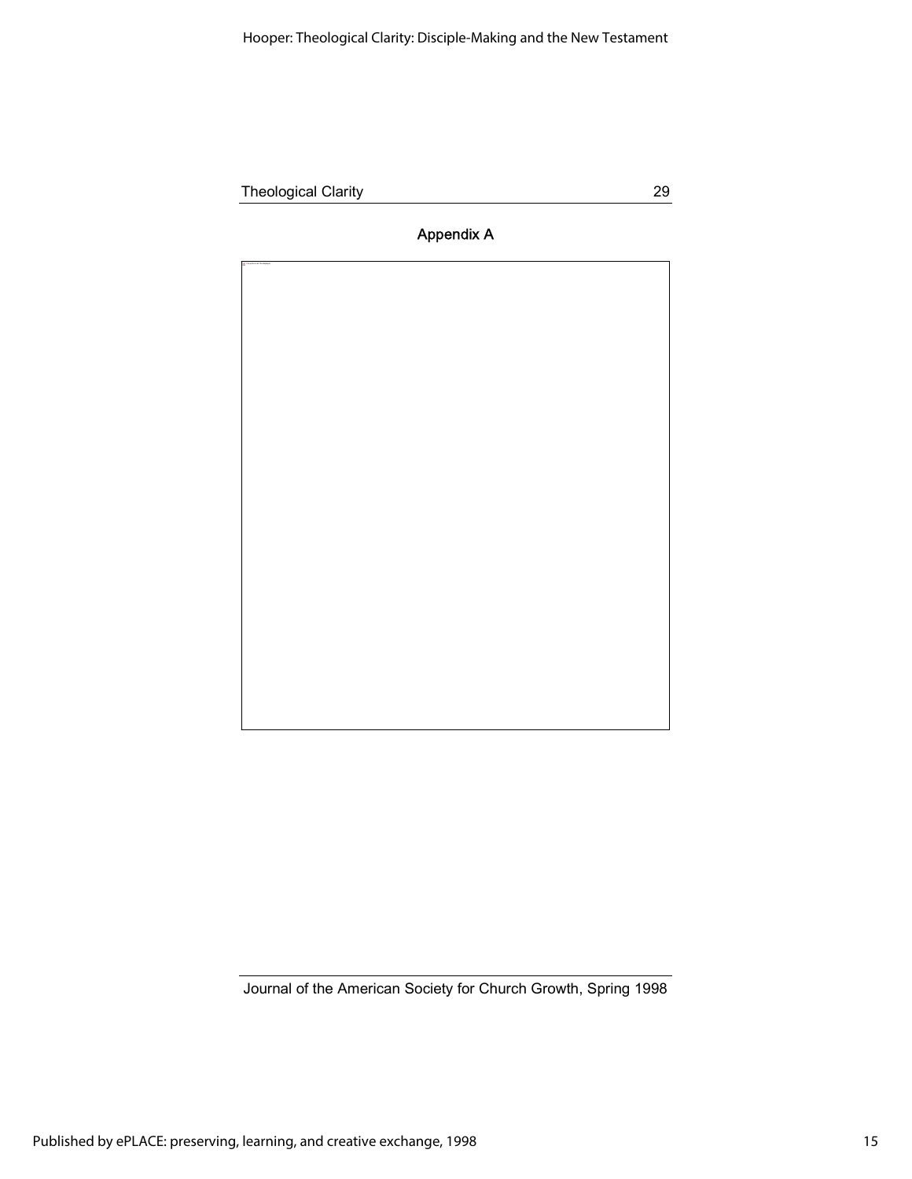## Appendix A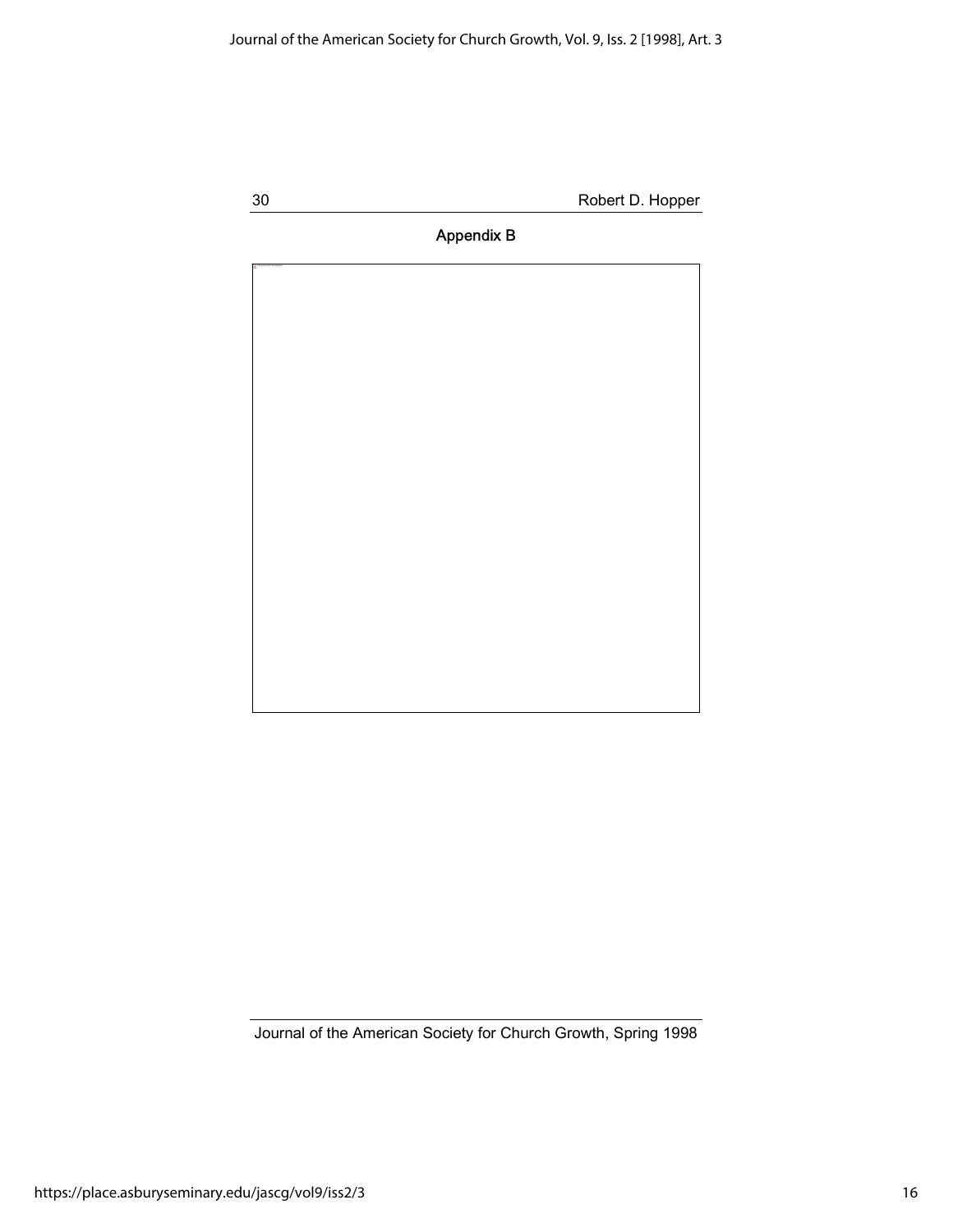## Appendix B